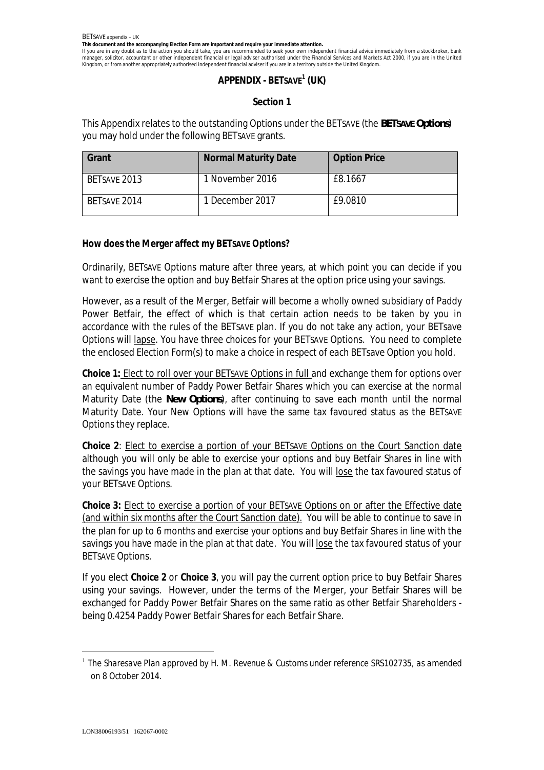BETSAVE appendix – UK

**This document and the accompanying Election Form are important and require your immediate attention.**

If you are in any doubt as to the action you should take, you are recommended to seek your own independent financial advice immediately from a stockbroker, bank manager, solicitor, accountant or other independent financial or legal adviser authorised under the Financial Services and Markets Act 2000, if you are in the United Kingdom, or from another appropriately authorised independent financial adviser if you are in a territory outside the United Kingdom.

# APPENDIX - BETSAVE[1] (UK)

## Section 1

This Appendix relates to the outstanding Options under the BETSAVE (the **BETSAVE Options**) you may hold under the following BETSAVE grants.

| Grant | Normal Maturity Date | Option Price |
|---|---|---|
| BETSAVE 2013 | 1 November 2016 | £8.1667 |
| BETSAVE 2014 | 1 December 2017 | £9.0810 |

**How does the Merger affect my BETSAVE Options?**

Ordinarily, BETSAVE Options mature after three years, at which point you can decide if you want to exercise the option and buy Betfair Shares at the option price using your savings.

However, as a result of the Merger, Betfair will become a wholly owned subsidiary of Paddy Power Betfair, the effect of which is that certain action needs to be taken by you in accordance with the rules of the BETSAVE plan. If you do not take any action, your BETsave Options will lapse. You have three choices for your BETSAVE Options. You need to complete the enclosed Election Form(s) to make a choice in respect of each BETsave Option you hold.

**Choice 1:** Elect to roll over your BETSAVE Options in full and exchange them for options over an equivalent number of Paddy Power Betfair Shares which you can exercise at the normal Maturity Date (the **New Options**), after continuing to save each month until the normal Maturity Date. Your New Options will have the same tax favoured status as the BETSAVE Options they replace.

**Choice 2**: Elect to exercise a portion of your BETSAVE Options on the Court Sanction date although you will only be able to exercise your options and buy Betfair Shares in line with the savings you have made in the plan at that date. You will lose the tax favoured status of your BETSAVE Options.

**Choice 3:** Elect to exercise a portion of your BETSAVE Options on or after the Effective date (and within six months after the Court Sanction date). You will be able to continue to save in the plan for up to 6 months and exercise your options and buy Betfair Shares in line with the savings you have made in the plan at that date. You will lose the tax favoured status of your BETSAVE Options.

If you elect **Choice 2** or **Choice 3**, you will pay the current option price to buy Betfair Shares using your savings. However, under the terms of the Merger, your Betfair Shares will be exchanged for Paddy Power Betfair Shares on the same ratio as other Betfair Shareholders - being 0.4254 Paddy Power Betfair Shares for each Betfair Share.

---

[1] *The Sharesave Plan approved by H. M. Revenue & Customs under reference SRS102735, as amended on 8 October 2014.*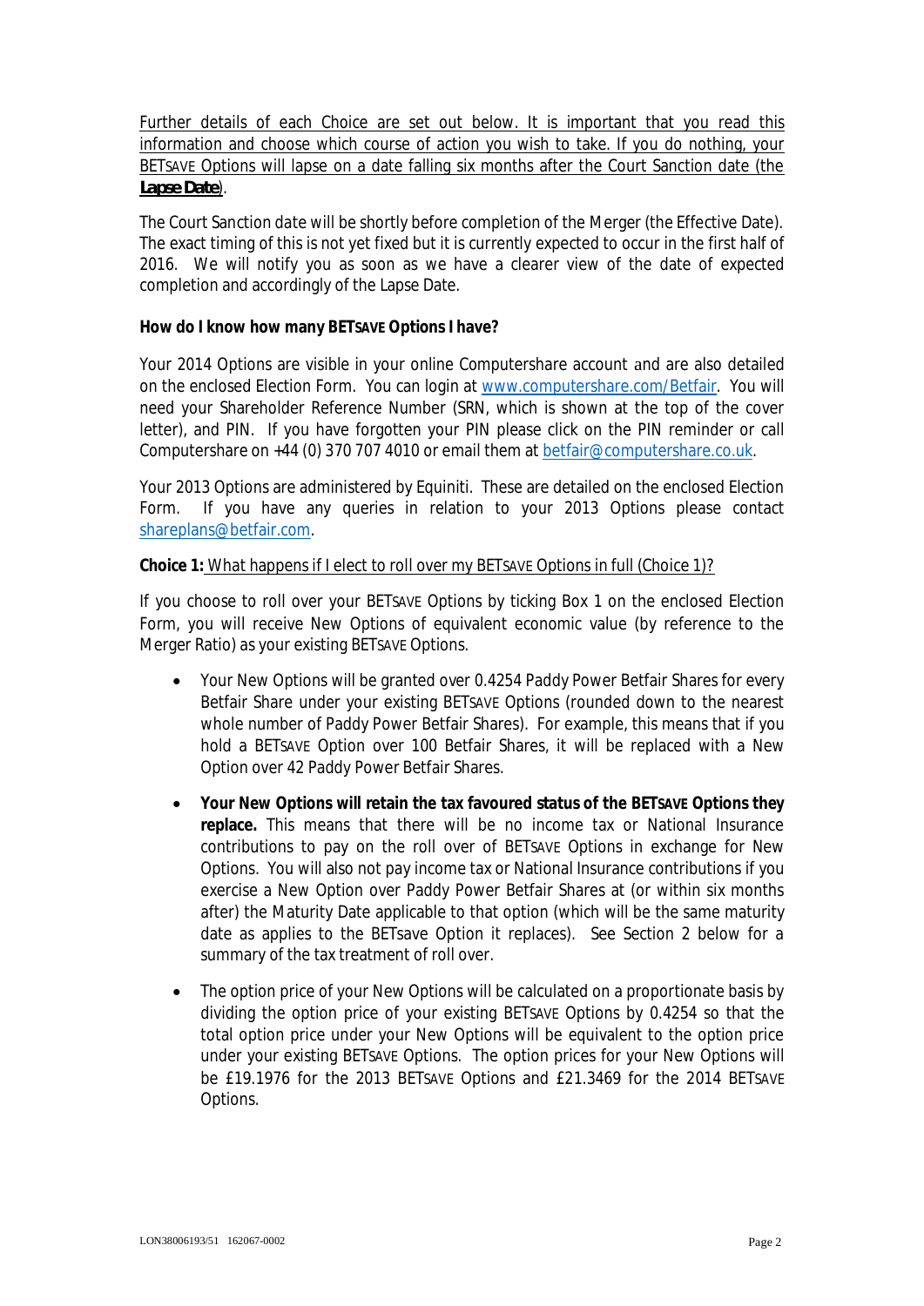Further details of each Choice are set out below. It is important that you read this information and choose which course of action you wish to take. If you do nothing, your BETSAVE Options will lapse on a date falling six months after the Court Sanction date (the **Lapse Date**).

The Court Sanction date will be shortly before completion of the Merger (the Effective Date). The exact timing of this is not yet fixed but it is currently expected to occur in the first half of 2016. We will notify you as soon as we have a clearer view of the date of expected completion and accordingly of the Lapse Date.

**How do I know how many BETSAVE Options I have?**

Your 2014 Options are visible in your online Computershare account and are also detailed on the enclosed Election Form. You can login at www.computershare.com/Betfair. You will need your Shareholder Reference Number (SRN, which is shown at the top of the cover letter), and PIN. If you have forgotten your PIN please click on the PIN reminder or call Computershare on +44 (0) 370 707 4010 or email them at betfair@computershare.co.uk.

Your 2013 Options are administered by Equiniti. These are detailed on the enclosed Election Form. If you have any queries in relation to your 2013 Options please contact shareplans@betfair.com.

**Choice 1:** What happens if I elect to roll over my BETSAVE Options in full (Choice 1)?

If you choose to roll over your BETSAVE Options by ticking Box 1 on the enclosed Election Form, you will receive New Options of equivalent economic value (by reference to the Merger Ratio) as your existing BETSAVE Options.

- Your New Options will be granted over 0.4254 Paddy Power Betfair Shares for every Betfair Share under your existing BETSAVE Options (rounded down to the nearest whole number of Paddy Power Betfair Shares). For example, this means that if you hold a BETSAVE Option over 100 Betfair Shares, it will be replaced with a New Option over 42 Paddy Power Betfair Shares.
- **Your New Options will retain the tax favoured status of the BETSAVE Options they replace.** This means that there will be no income tax or National Insurance contributions to pay on the roll over of BETSAVE Options in exchange for New Options. You will also not pay income tax or National Insurance contributions if you exercise a New Option over Paddy Power Betfair Shares at (or within six months after) the Maturity Date applicable to that option (which will be the same maturity date as applies to the BETsave Option it replaces). See Section 2 below for a summary of the tax treatment of roll over.
- The option price of your New Options will be calculated on a proportionate basis by dividing the option price of your existing BETSAVE Options by 0.4254 so that the total option price under your New Options will be equivalent to the option price under your existing BETSAVE Options. The option prices for your New Options will be £19.1976 for the 2013 BETSAVE Options and £21.3469 for the 2014 BETSAVE Options.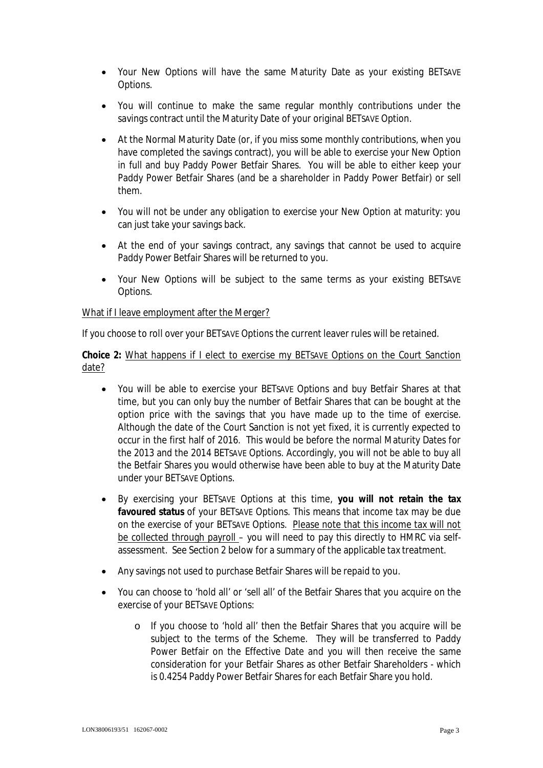- Your New Options will have the same Maturity Date as your existing BETSAVE Options.
- You will continue to make the same regular monthly contributions under the savings contract until the Maturity Date of your original BETSAVE Option.
- At the Normal Maturity Date (or, if you miss some monthly contributions, when you have completed the savings contract), you will be able to exercise your New Option in full and buy Paddy Power Betfair Shares. You will be able to either keep your Paddy Power Betfair Shares (and be a shareholder in Paddy Power Betfair) or sell them.
- You will not be under any obligation to exercise your New Option at maturity: you can just take your savings back.
- At the end of your savings contract, any savings that cannot be used to acquire Paddy Power Betfair Shares will be returned to you.
- Your New Options will be subject to the same terms as your existing BETSAVE Options.

<u>What if I leave employment after the Merger?</u>

If you choose to roll over your BETSAVE Options the current leaver rules will be retained.

**Choice 2:** <u>What happens if I elect to exercise my BETSAVE Options on the Court Sanction date?</u>

- You will be able to exercise your BETSAVE Options and buy Betfair Shares at that time, but you can only buy the number of Betfair Shares that can be bought at the option price with the savings that you have made up to the time of exercise. Although the date of the Court Sanction is not yet fixed, it is currently expected to occur in the first half of 2016. This would be before the normal Maturity Dates for the 2013 and the 2014 BETSAVE Options. Accordingly, you will not be able to buy all the Betfair Shares you would otherwise have been able to buy at the Maturity Date under your BETSAVE Options.
- By exercising your BETSAVE Options at this time, **you will not retain the tax favoured status** of your BETSAVE Options. This means that income tax may be due on the exercise of your BETSAVE Options. <u>Please note that this income tax will not be collected through payroll</u> – you will need to pay this directly to HMRC via self-assessment. See Section 2 below for a summary of the applicable tax treatment.
- Any savings not used to purchase Betfair Shares will be repaid to you.
- You can choose to 'hold all' or 'sell all' of the Betfair Shares that you acquire on the exercise of your BETSAVE Options:
  - If you choose to 'hold all' then the Betfair Shares that you acquire will be subject to the terms of the Scheme. They will be transferred to Paddy Power Betfair on the Effective Date and you will then receive the same consideration for your Betfair Shares as other Betfair Shareholders - which is 0.4254 Paddy Power Betfair Shares for each Betfair Share you hold.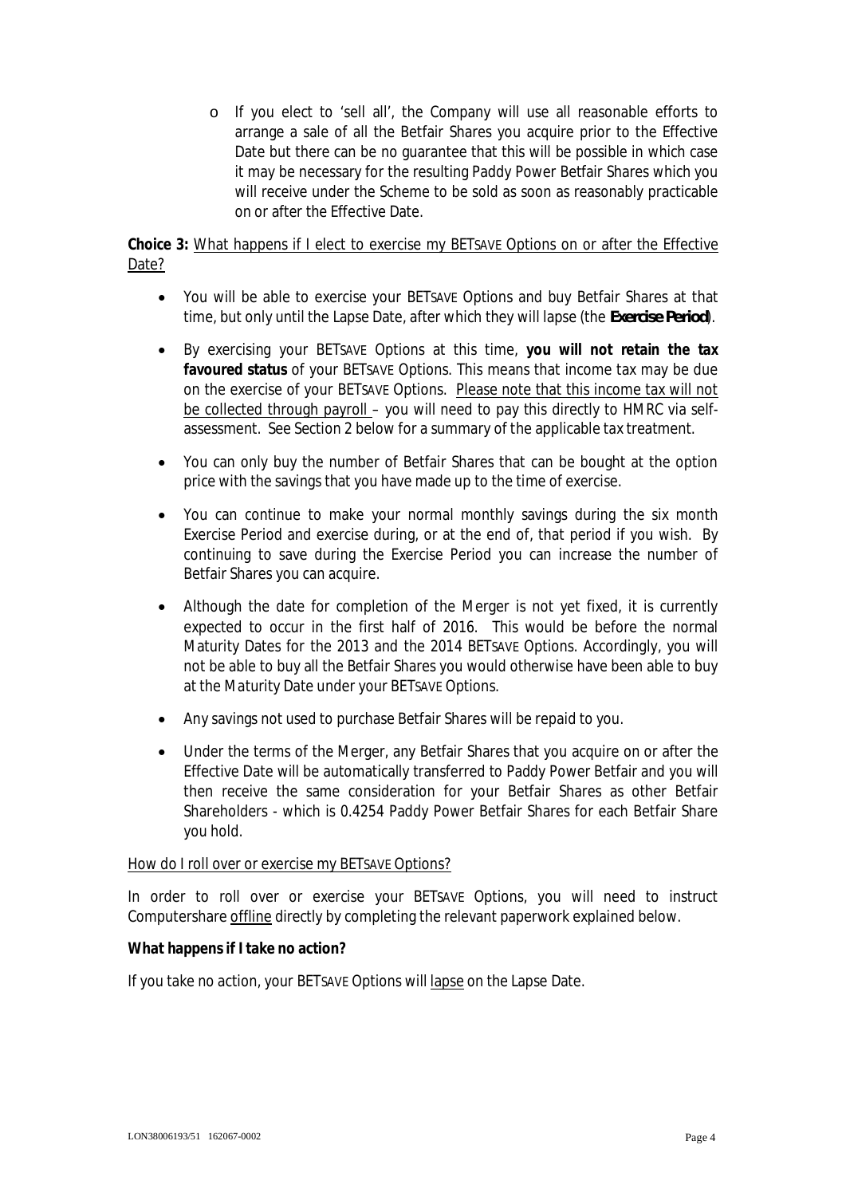- If you elect to 'sell all', the Company will use all reasonable efforts to arrange a sale of all the Betfair Shares you acquire prior to the Effective Date but there can be no guarantee that this will be possible in which case it may be necessary for the resulting Paddy Power Betfair Shares which you will receive under the Scheme to be sold as soon as reasonably practicable on or after the Effective Date.

**Choice 3:** What happens if I elect to exercise my BETSAVE Options on or after the Effective Date?

- You will be able to exercise your BETSAVE Options and buy Betfair Shares at that time, but only until the Lapse Date, after which they will lapse (the **Exercise Period**).
- By exercising your BETSAVE Options at this time, **you will not retain the tax favoured status** of your BETSAVE Options. This means that income tax may be due on the exercise of your BETSAVE Options. Please note that this income tax will not be collected through payroll – you will need to pay this directly to HMRC via self-assessment. See Section 2 below for a summary of the applicable tax treatment.
- You can only buy the number of Betfair Shares that can be bought at the option price with the savings that you have made up to the time of exercise.
- You can continue to make your normal monthly savings during the six month Exercise Period and exercise during, or at the end of, that period if you wish. By continuing to save during the Exercise Period you can increase the number of Betfair Shares you can acquire.
- Although the date for completion of the Merger is not yet fixed, it is currently expected to occur in the first half of 2016. This would be before the normal Maturity Dates for the 2013 and the 2014 BETSAVE Options. Accordingly, you will not be able to buy all the Betfair Shares you would otherwise have been able to buy at the Maturity Date under your BETSAVE Options.
- Any savings not used to purchase Betfair Shares will be repaid to you.
- Under the terms of the Merger, any Betfair Shares that you acquire on or after the Effective Date will be automatically transferred to Paddy Power Betfair and you will then receive the same consideration for your Betfair Shares as other Betfair Shareholders - which is 0.4254 Paddy Power Betfair Shares for each Betfair Share you hold.

How do I roll over or exercise my BETSAVE Options?

In order to roll over or exercise your BETSAVE Options, you will need to instruct Computershare offline directly by completing the relevant paperwork explained below.

**What happens if I take no action?**

If you take no action, your BETSAVE Options will lapse on the Lapse Date.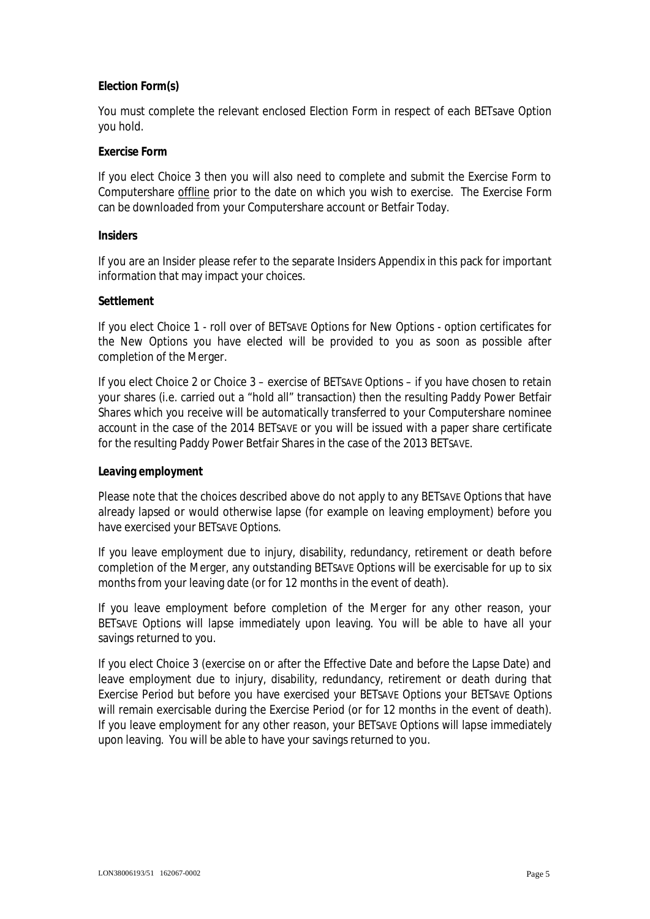**Election Form(s)**

You must complete the relevant enclosed Election Form in respect of each BETsave Option you hold.

**Exercise Form**

If you elect Choice 3 then you will also need to complete and submit the Exercise Form to Computershare offline prior to the date on which you wish to exercise. The Exercise Form can be downloaded from your Computershare account or Betfair Today.

**Insiders**

If you are an Insider please refer to the separate Insiders Appendix in this pack for important information that may impact your choices.

**Settlement**

If you elect Choice 1 - roll over of BETSAVE Options for New Options - option certificates for the New Options you have elected will be provided to you as soon as possible after completion of the Merger.

If you elect Choice 2 or Choice 3 – exercise of BETSAVE Options – if you have chosen to retain your shares (i.e. carried out a "hold all" transaction) then the resulting Paddy Power Betfair Shares which you receive will be automatically transferred to your Computershare nominee account in the case of the 2014 BETSAVE or you will be issued with a paper share certificate for the resulting Paddy Power Betfair Shares in the case of the 2013 BETSAVE.

**Leaving employment**

Please note that the choices described above do not apply to any BETSAVE Options that have already lapsed or would otherwise lapse (for example on leaving employment) before you have exercised your BETSAVE Options.

If you leave employment due to injury, disability, redundancy, retirement or death before completion of the Merger, any outstanding BETSAVE Options will be exercisable for up to six months from your leaving date (or for 12 months in the event of death).

If you leave employment before completion of the Merger for any other reason, your BETSAVE Options will lapse immediately upon leaving. You will be able to have all your savings returned to you.

If you elect Choice 3 (exercise on or after the Effective Date and before the Lapse Date) and leave employment due to injury, disability, redundancy, retirement or death during that Exercise Period but before you have exercised your BETSAVE Options your BETSAVE Options will remain exercisable during the Exercise Period (or for 12 months in the event of death). If you leave employment for any other reason, your BETSAVE Options will lapse immediately upon leaving. You will be able to have your savings returned to you.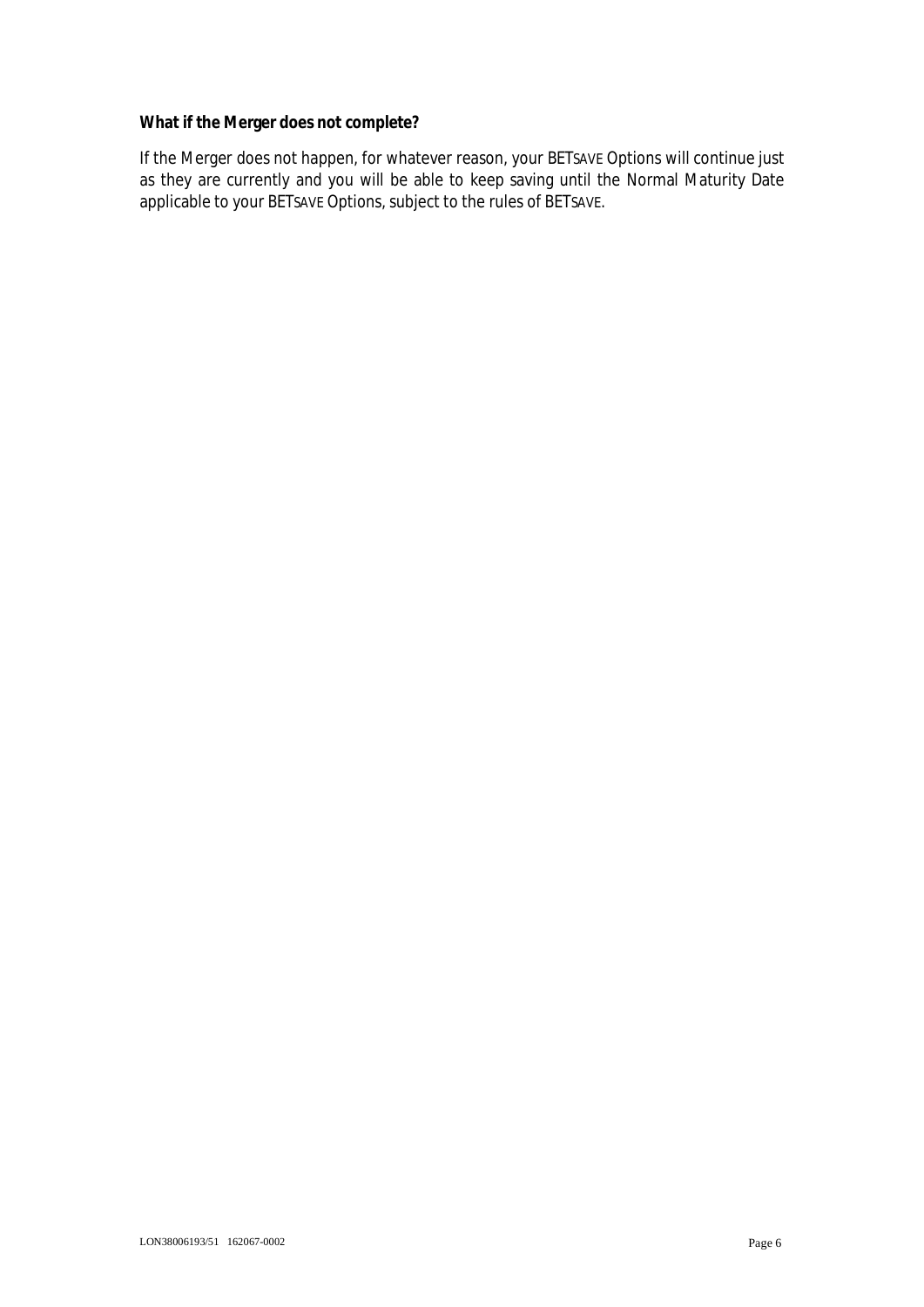**What if the Merger does not complete?**

If the Merger does not happen, for whatever reason, your BETSAVE Options will continue just as they are currently and you will be able to keep saving until the Normal Maturity Date applicable to your BETSAVE Options, subject to the rules of BETSAVE.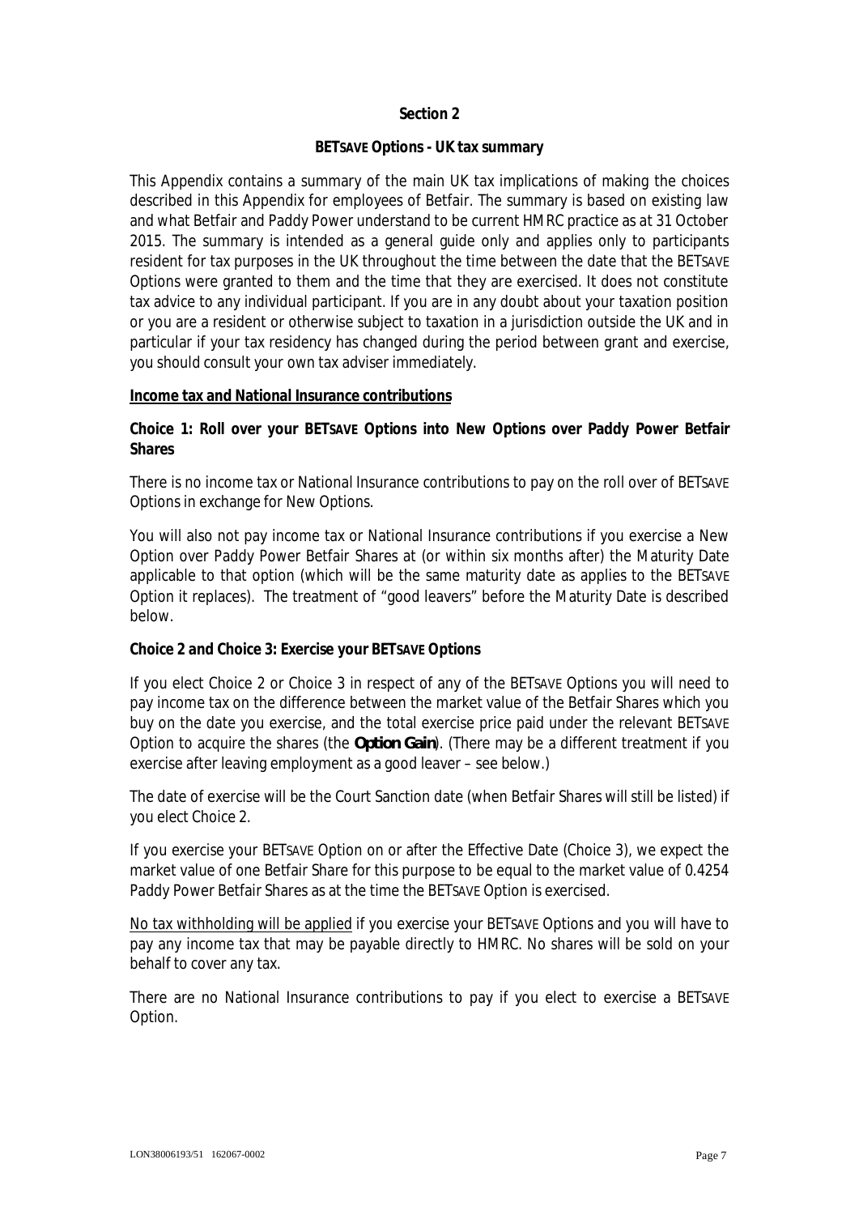## Section 2

### BETSAVE Options - UK tax summary

This Appendix contains a summary of the main UK tax implications of making the choices described in this Appendix for employees of Betfair. The summary is based on existing law and what Betfair and Paddy Power understand to be current HMRC practice as at 31 October 2015. The summary is intended as a general guide only and applies only to participants resident for tax purposes in the UK throughout the time between the date that the BETSAVE Options were granted to them and the time that they are exercised. It does not constitute tax advice to any individual participant. If you are in any doubt about your taxation position or you are a resident or otherwise subject to taxation in a jurisdiction outside the UK and in particular if your tax residency has changed during the period between grant and exercise, you should consult your own tax adviser immediately.

**Income tax and National Insurance contributions**

**Choice 1: Roll over your BETSAVE Options into New Options over Paddy Power Betfair Shares**

There is no income tax or National Insurance contributions to pay on the roll over of BETSAVE Options in exchange for New Options.

You will also not pay income tax or National Insurance contributions if you exercise a New Option over Paddy Power Betfair Shares at (or within six months after) the Maturity Date applicable to that option (which will be the same maturity date as applies to the BETSAVE Option it replaces). The treatment of "good leavers" before the Maturity Date is described below.

**Choice 2 and Choice 3: Exercise your BETSAVE Options**

If you elect Choice 2 or Choice 3 in respect of any of the BETSAVE Options you will need to pay income tax on the difference between the market value of the Betfair Shares which you buy on the date you exercise, and the total exercise price paid under the relevant BETSAVE Option to acquire the shares (the **Option Gain**). (There may be a different treatment if you exercise after leaving employment as a good leaver – see below.)

The date of exercise will be the Court Sanction date (when Betfair Shares will still be listed) if you elect Choice 2.

If you exercise your BETSAVE Option on or after the Effective Date (Choice 3), we expect the market value of one Betfair Share for this purpose to be equal to the market value of 0.4254 Paddy Power Betfair Shares as at the time the BETSAVE Option is exercised.

No tax withholding will be applied if you exercise your BETSAVE Options and you will have to pay any income tax that may be payable directly to HMRC. No shares will be sold on your behalf to cover any tax.

There are no National Insurance contributions to pay if you elect to exercise a BETSAVE Option.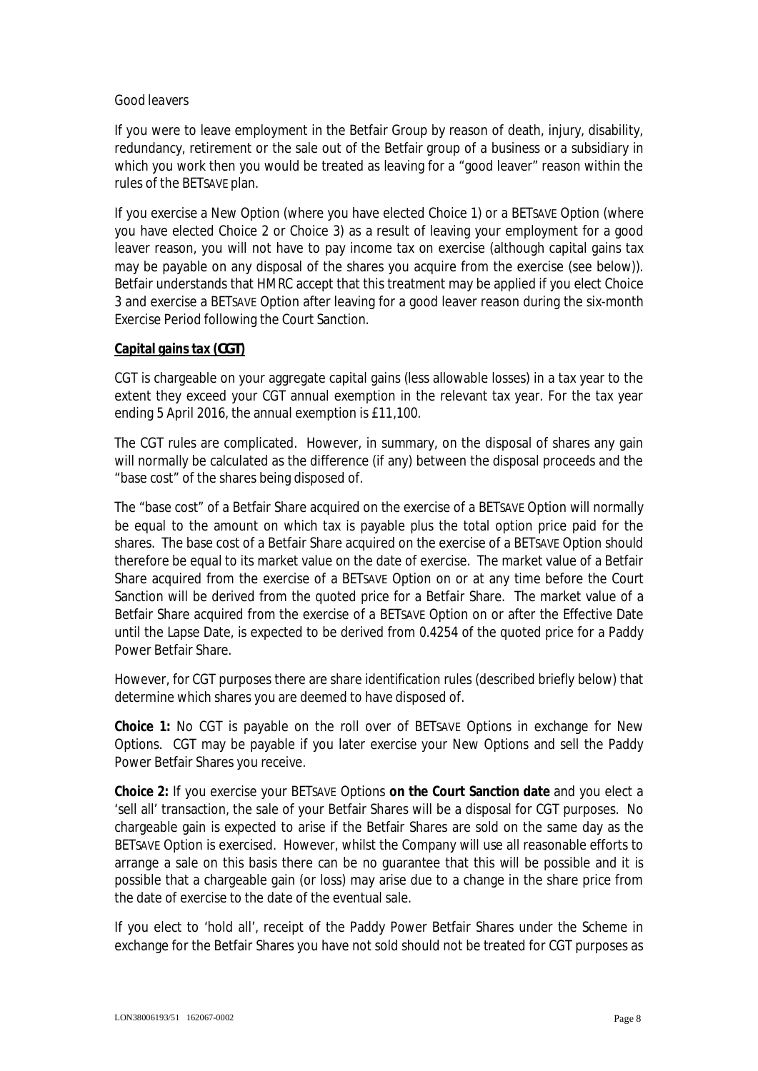*Good leavers*

If you were to leave employment in the Betfair Group by reason of death, injury, disability, redundancy, retirement or the sale out of the Betfair group of a business or a subsidiary in which you work then you would be treated as leaving for a "good leaver" reason within the rules of the BETSAVE plan.

If you exercise a New Option (where you have elected Choice 1) or a BETSAVE Option (where you have elected Choice 2 or Choice 3) as a result of leaving your employment for a good leaver reason, you will not have to pay income tax on exercise (although capital gains tax may be payable on any disposal of the shares you acquire from the exercise (see below)). Betfair understands that HMRC accept that this treatment may be applied if you elect Choice 3 and exercise a BETSAVE Option after leaving for a good leaver reason during the six-month Exercise Period following the Court Sanction.

**Capital gains tax (CGT)**

CGT is chargeable on your aggregate capital gains (less allowable losses) in a tax year to the extent they exceed your CGT annual exemption in the relevant tax year. For the tax year ending 5 April 2016, the annual exemption is £11,100.

The CGT rules are complicated. However, in summary, on the disposal of shares any gain will normally be calculated as the difference (if any) between the disposal proceeds and the "base cost" of the shares being disposed of.

The "base cost" of a Betfair Share acquired on the exercise of a BETSAVE Option will normally be equal to the amount on which tax is payable plus the total option price paid for the shares. The base cost of a Betfair Share acquired on the exercise of a BETSAVE Option should therefore be equal to its market value on the date of exercise. The market value of a Betfair Share acquired from the exercise of a BETSAVE Option on or at any time before the Court Sanction will be derived from the quoted price for a Betfair Share. The market value of a Betfair Share acquired from the exercise of a BETSAVE Option on or after the Effective Date until the Lapse Date, is expected to be derived from 0.4254 of the quoted price for a Paddy Power Betfair Share.

However, for CGT purposes there are share identification rules (described briefly below) that determine which shares you are deemed to have disposed of.

**Choice 1:** No CGT is payable on the roll over of BETSAVE Options in exchange for New Options. CGT may be payable if you later exercise your New Options and sell the Paddy Power Betfair Shares you receive.

**Choice 2:** If you exercise your BETSAVE Options **on the Court Sanction date** and you elect a 'sell all' transaction, the sale of your Betfair Shares will be a disposal for CGT purposes. No chargeable gain is expected to arise if the Betfair Shares are sold on the same day as the BETSAVE Option is exercised. However, whilst the Company will use all reasonable efforts to arrange a sale on this basis there can be no guarantee that this will be possible and it is possible that a chargeable gain (or loss) may arise due to a change in the share price from the date of exercise to the date of the eventual sale.

If you elect to 'hold all', receipt of the Paddy Power Betfair Shares under the Scheme in exchange for the Betfair Shares you have not sold should not be treated for CGT purposes as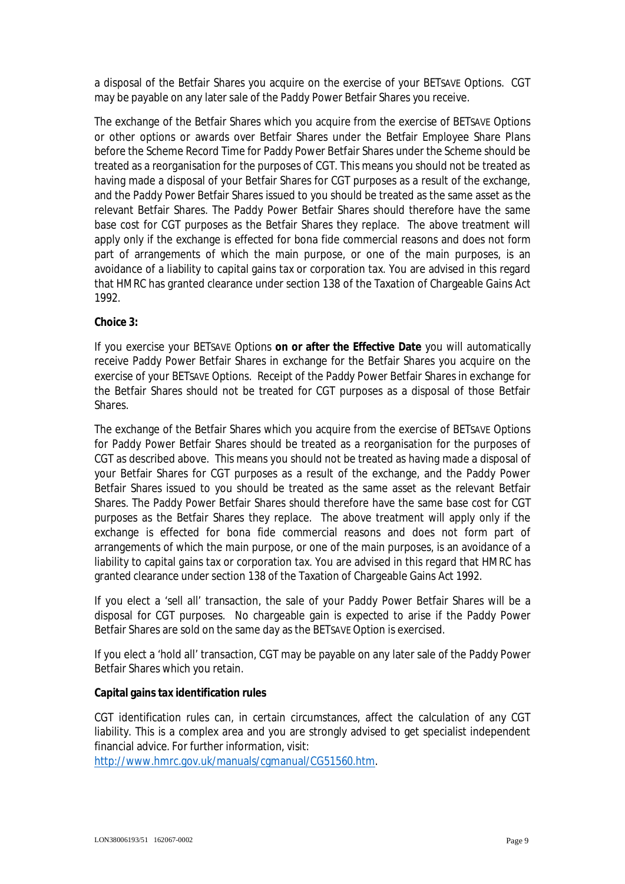a disposal of the Betfair Shares you acquire on the exercise of your BETSAVE Options. CGT may be payable on any later sale of the Paddy Power Betfair Shares you receive.

The exchange of the Betfair Shares which you acquire from the exercise of BETSAVE Options or other options or awards over Betfair Shares under the Betfair Employee Share Plans before the Scheme Record Time for Paddy Power Betfair Shares under the Scheme should be treated as a reorganisation for the purposes of CGT. This means you should not be treated as having made a disposal of your Betfair Shares for CGT purposes as a result of the exchange, and the Paddy Power Betfair Shares issued to you should be treated as the same asset as the relevant Betfair Shares. The Paddy Power Betfair Shares should therefore have the same base cost for CGT purposes as the Betfair Shares they replace. The above treatment will apply only if the exchange is effected for bona fide commercial reasons and does not form part of arrangements of which the main purpose, or one of the main purposes, is an avoidance of a liability to capital gains tax or corporation tax. You are advised in this regard that HMRC has granted clearance under section 138 of the Taxation of Chargeable Gains Act 1992.

**Choice 3:**

If you exercise your BETSAVE Options **on or after the Effective Date** you will automatically receive Paddy Power Betfair Shares in exchange for the Betfair Shares you acquire on the exercise of your BETSAVE Options. Receipt of the Paddy Power Betfair Shares in exchange for the Betfair Shares should not be treated for CGT purposes as a disposal of those Betfair Shares.

The exchange of the Betfair Shares which you acquire from the exercise of BETSAVE Options for Paddy Power Betfair Shares should be treated as a reorganisation for the purposes of CGT as described above. This means you should not be treated as having made a disposal of your Betfair Shares for CGT purposes as a result of the exchange, and the Paddy Power Betfair Shares issued to you should be treated as the same asset as the relevant Betfair Shares. The Paddy Power Betfair Shares should therefore have the same base cost for CGT purposes as the Betfair Shares they replace. The above treatment will apply only if the exchange is effected for bona fide commercial reasons and does not form part of arrangements of which the main purpose, or one of the main purposes, is an avoidance of a liability to capital gains tax or corporation tax. You are advised in this regard that HMRC has granted clearance under section 138 of the Taxation of Chargeable Gains Act 1992.

If you elect a 'sell all' transaction, the sale of your Paddy Power Betfair Shares will be a disposal for CGT purposes. No chargeable gain is expected to arise if the Paddy Power Betfair Shares are sold on the same day as the BETSAVE Option is exercised.

If you elect a 'hold all' transaction, CGT may be payable on any later sale of the Paddy Power Betfair Shares which you retain.

**Capital gains tax identification rules**

CGT identification rules can, in certain circumstances, affect the calculation of any CGT liability. This is a complex area and you are strongly advised to get specialist independent financial advice. For further information, visit: http://www.hmrc.gov.uk/manuals/cgmanual/CG51560.htm.

LON38006193/51 162067-0002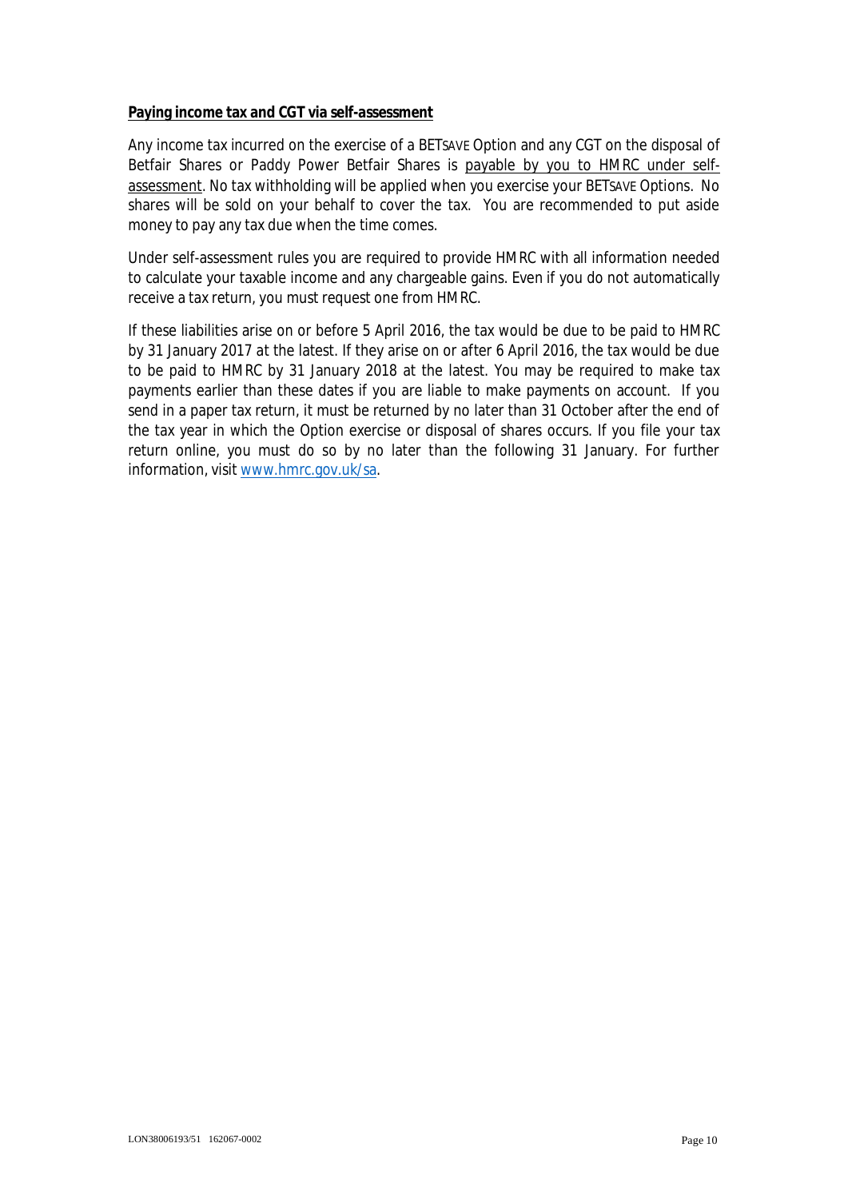**Paying income tax and CGT via self-assessment**

Any income tax incurred on the exercise of a BETSAVE Option and any CGT on the disposal of Betfair Shares or Paddy Power Betfair Shares is payable by you to HMRC under self-assessment. No tax withholding will be applied when you exercise your BETSAVE Options. No shares will be sold on your behalf to cover the tax. You are recommended to put aside money to pay any tax due when the time comes.

Under self-assessment rules you are required to provide HMRC with all information needed to calculate your taxable income and any chargeable gains. Even if you do not automatically receive a tax return, you must request one from HMRC.

If these liabilities arise on or before 5 April 2016, the tax would be due to be paid to HMRC by 31 January 2017 at the latest. If they arise on or after 6 April 2016, the tax would be due to be paid to HMRC by 31 January 2018 at the latest. You may be required to make tax payments earlier than these dates if you are liable to make payments on account. If you send in a paper tax return, it must be returned by no later than 31 October after the end of the tax year in which the Option exercise or disposal of shares occurs. If you file your tax return online, you must do so by no later than the following 31 January. For further information, visit www.hmrc.gov.uk/sa.